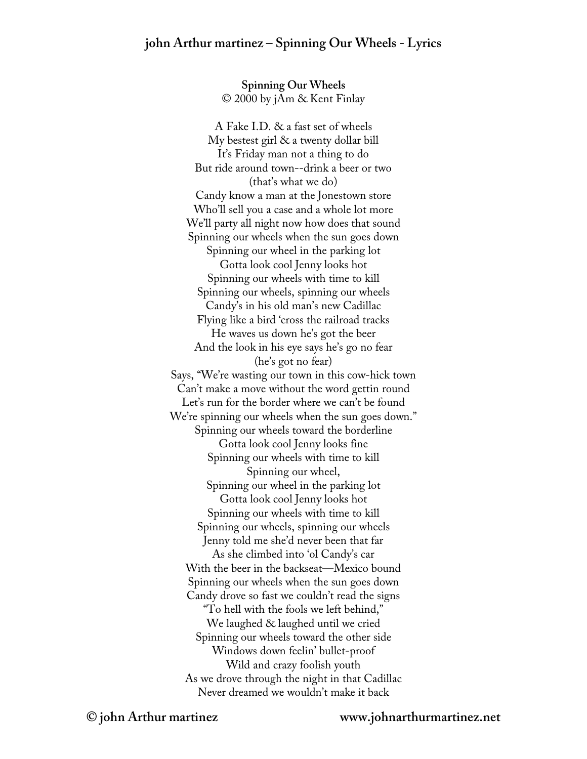# john Arthur martinez – Spinning Our Wheels - Lyrics

**Spinning Our Wheels**
© 2000 by jAm & Kent Finlay

A Fake I.D. & a fast set of wheels
My bestest girl & a twenty dollar bill
It's Friday man not a thing to do
But ride around town--drink a beer or two
(that's what we do)
Candy know a man at the Jonestown store
Who'll sell you a case and a whole lot more
We'll party all night now how does that sound
Spinning our wheels when the sun goes down
Spinning our wheel in the parking lot
Gotta look cool Jenny looks hot
Spinning our wheels with time to kill
Spinning our wheels, spinning our wheels
Candy's in his old man's new Cadillac
Flying like a bird 'cross the railroad tracks
He waves us down he's got the beer
And the look in his eye says he's go no fear
(he's got no fear)
Says, "We're wasting our town in this cow-hick town
Can't make a move without the word gettin round
Let's run for the border where we can't be found
We're spinning our wheels when the sun goes down."
Spinning our wheels toward the borderline
Gotta look cool Jenny looks fine
Spinning our wheels with time to kill
Spinning our wheel,
Spinning our wheel in the parking lot
Gotta look cool Jenny looks hot
Spinning our wheels with time to kill
Spinning our wheels, spinning our wheels
Jenny told me she'd never been that far
As she climbed into 'ol Candy's car
With the beer in the backseat—Mexico bound
Spinning our wheels when the sun goes down
Candy drove so fast we couldn't read the signs
"To hell with the fools we left behind,"
We laughed & laughed until we cried
Spinning our wheels toward the other side
Windows down feelin' bullet-proof
Wild and crazy foolish youth
As we drove through the night in that Cadillac
Never dreamed we wouldn't make it back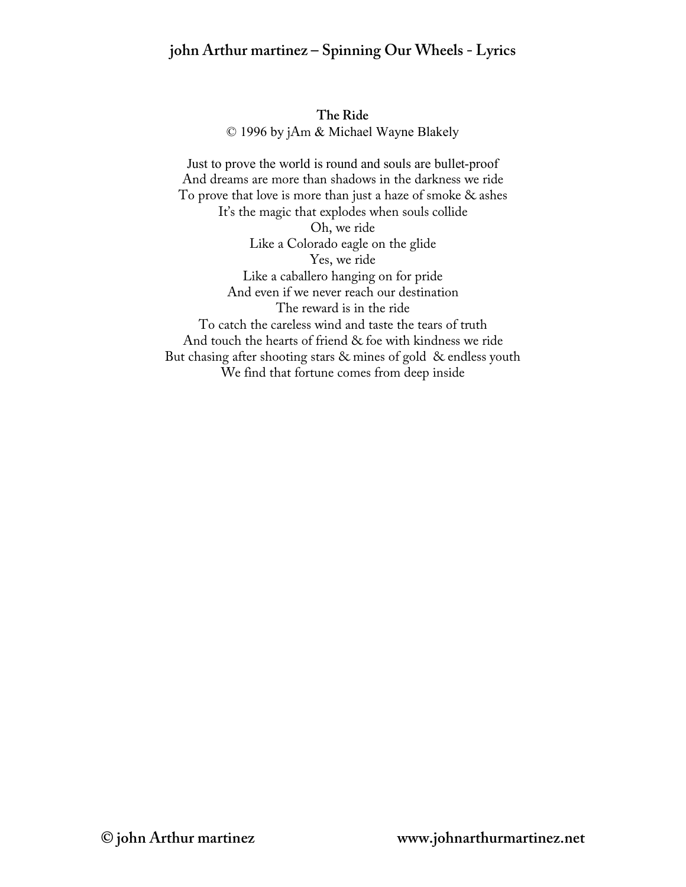**The Ride**

© 1996 by jAm & Michael Wayne Blakely

Just to prove the world is round and souls are bullet-proof
And dreams are more than shadows in the darkness we ride
To prove that love is more than just a haze of smoke & ashes
It's the magic that explodes when souls collide
Oh, we ride
Like a Colorado eagle on the glide
Yes, we ride
Like a caballero hanging on for pride
And even if we never reach our destination
The reward is in the ride
To catch the careless wind and taste the tears of truth
And touch the hearts of friend & foe with kindness we ride
But chasing after shooting stars & mines of gold & endless youth
We find that fortune comes from deep inside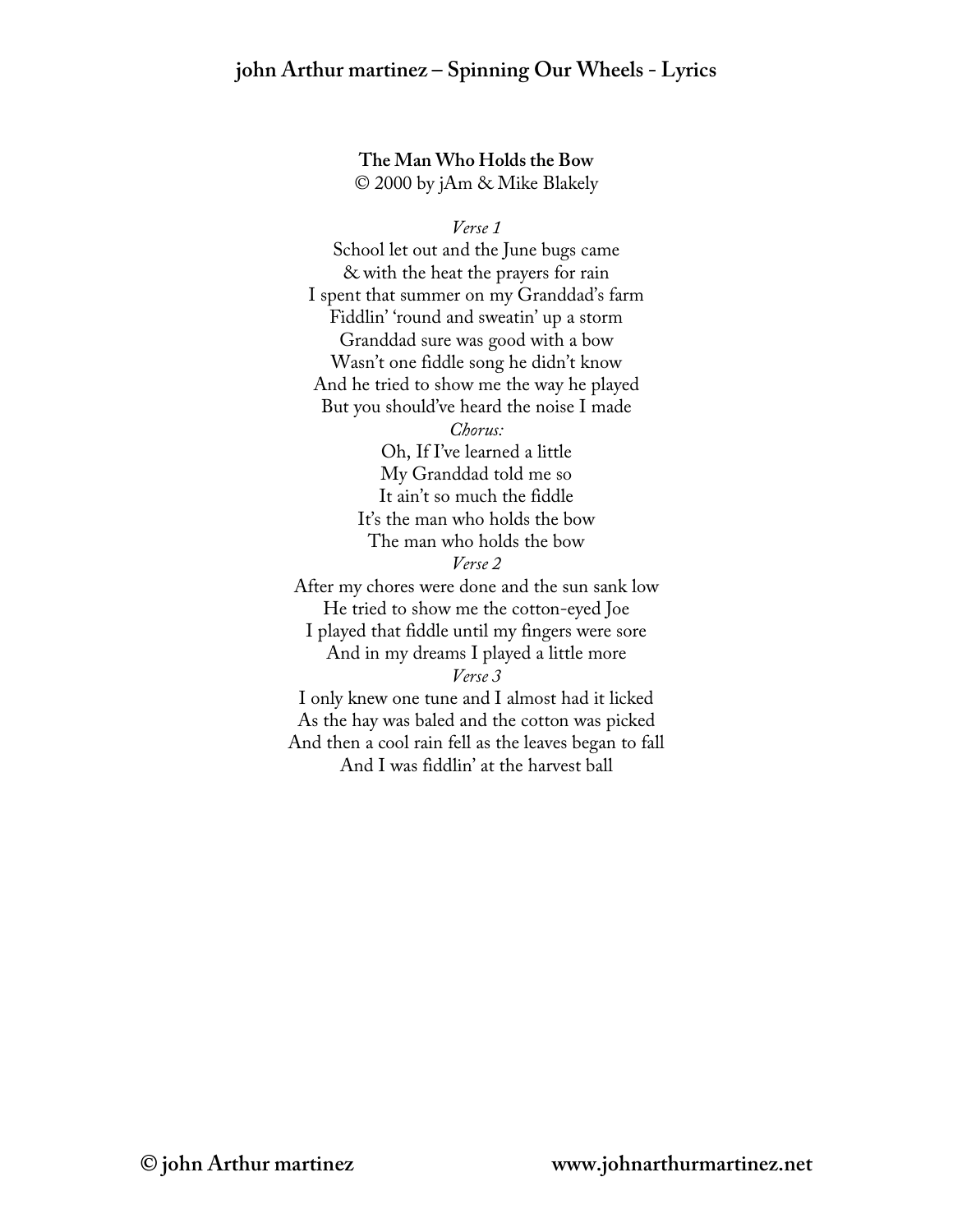## The Man Who Holds the Bow

© 2000 by jAm & Mike Blakely

*Verse 1*

School let out and the June bugs came
& with the heat the prayers for rain
I spent that summer on my Granddad's farm
Fiddlin' 'round and sweatin' up a storm
Granddad sure was good with a bow
Wasn't one fiddle song he didn't know
And he tried to show me the way he played
But you should've heard the noise I made

*Chorus:*

Oh, If I've learned a little
My Granddad told me so
It ain't so much the fiddle
It's the man who holds the bow
The man who holds the bow

*Verse 2*

After my chores were done and the sun sank low
He tried to show me the cotton-eyed Joe
I played that fiddle until my fingers were sore
And in my dreams I played a little more

*Verse 3*

I only knew one tune and I almost had it licked
As the hay was baled and the cotton was picked
And then a cool rain fell as the leaves began to fall
And I was fiddlin' at the harvest ball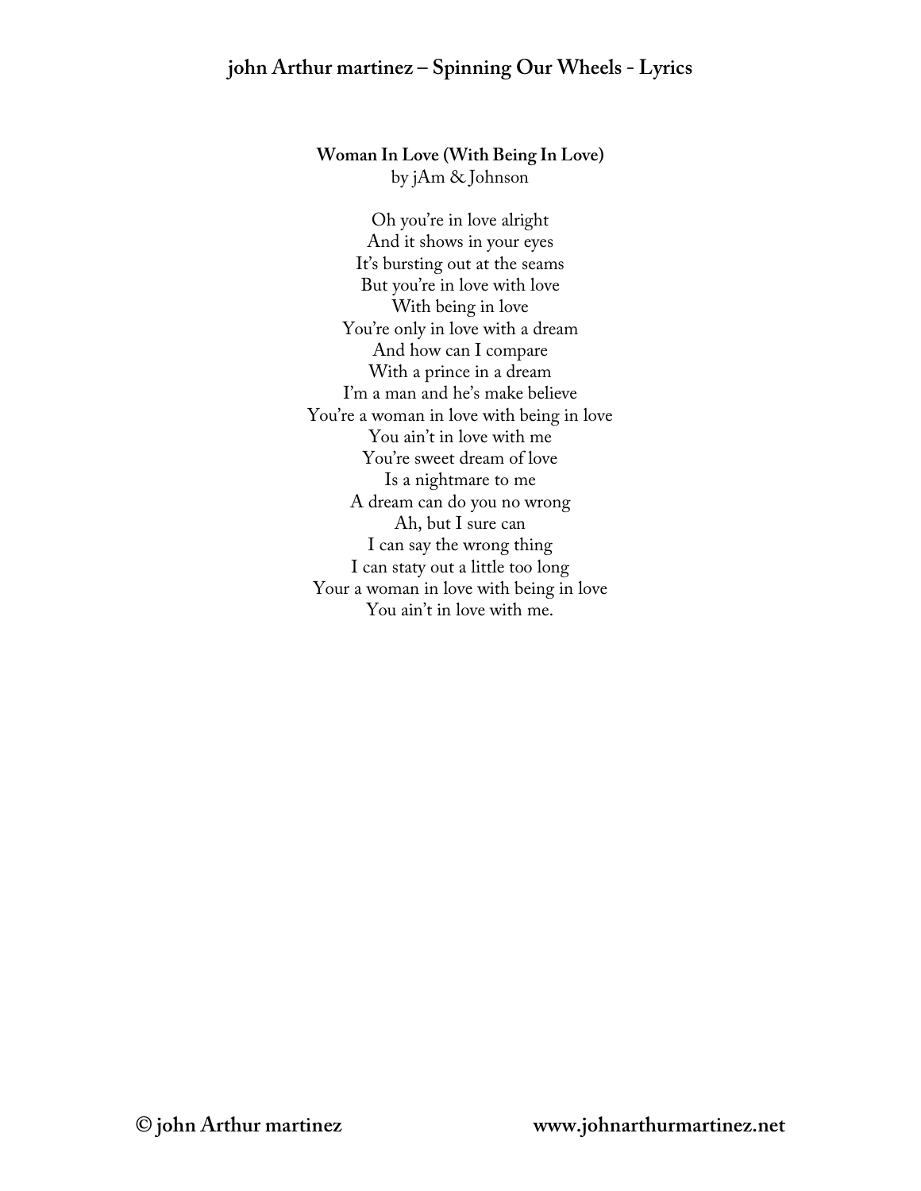### Woman In Love (With Being In Love)

by jAm & Johnson

Oh you're in love alright
And it shows in your eyes
It's bursting out at the seams
But you're in love with love
With being in love
You're only in love with a dream
And how can I compare
With a prince in a dream
I'm a man and he's make believe
You're a woman in love with being in love
You ain't in love with me
You're sweet dream of love
Is a nightmare to me
A dream can do you no wrong
Ah, but I sure can
I can say the wrong thing
I can staty out a little too long
Your a woman in love with being in love
You ain't in love with me.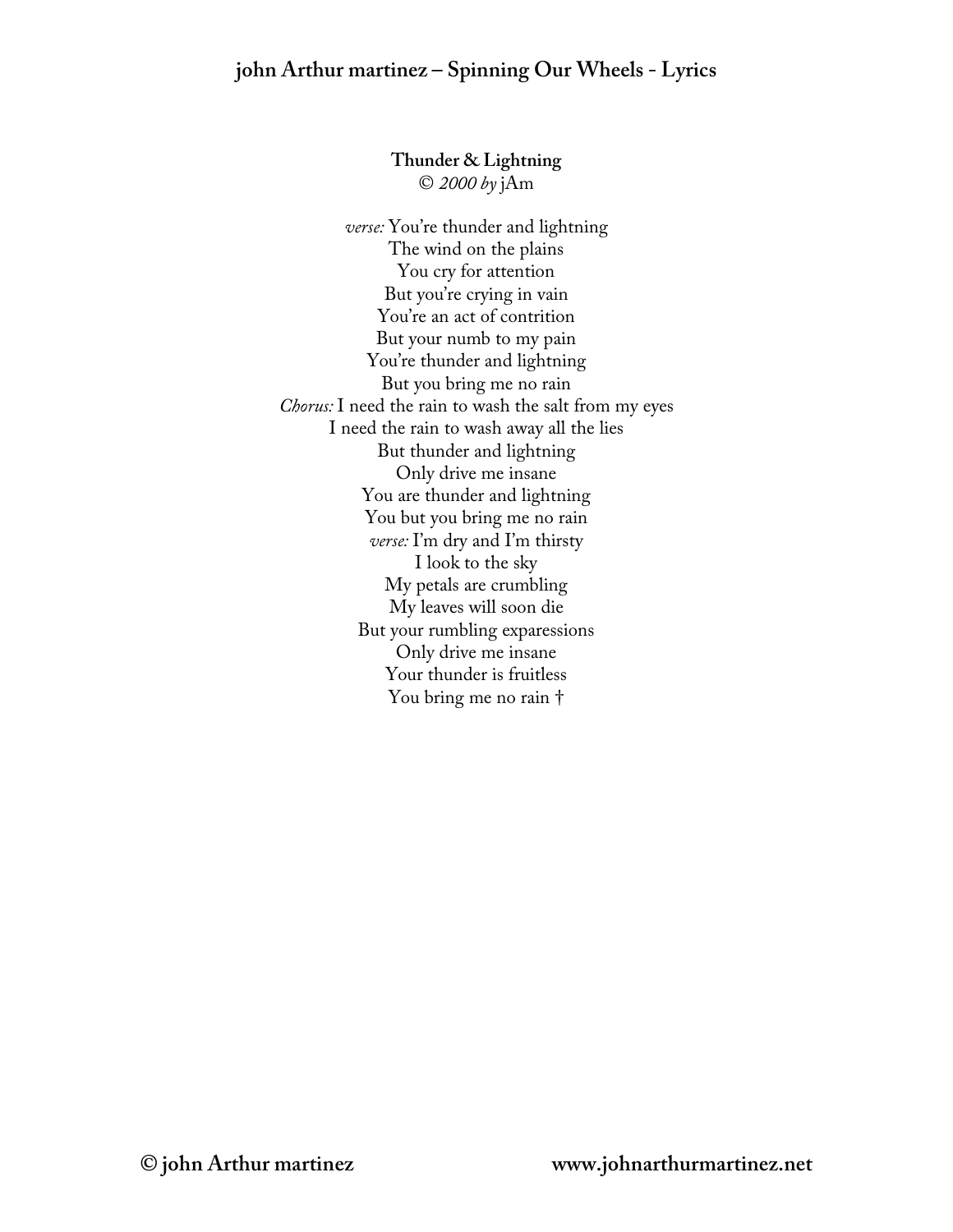### Thunder & Lightning

© *2000 by* jAm

*verse:* You're thunder and lightning
The wind on the plains
You cry for attention
But you're crying in vain
You're an act of contrition
But your numb to my pain
You're thunder and lightning
But you bring me no rain

*Chorus:* I need the rain to wash the salt from my eyes
I need the rain to wash away all the lies
But thunder and lightning
Only drive me insane
You are thunder and lightning
You but you bring me no rain

*verse:* I'm dry and I'm thirsty
I look to the sky
My petals are crumbling
My leaves will soon die
But your rumbling exparessions
Only drive me insane
Your thunder is fruitless
You bring me no rain †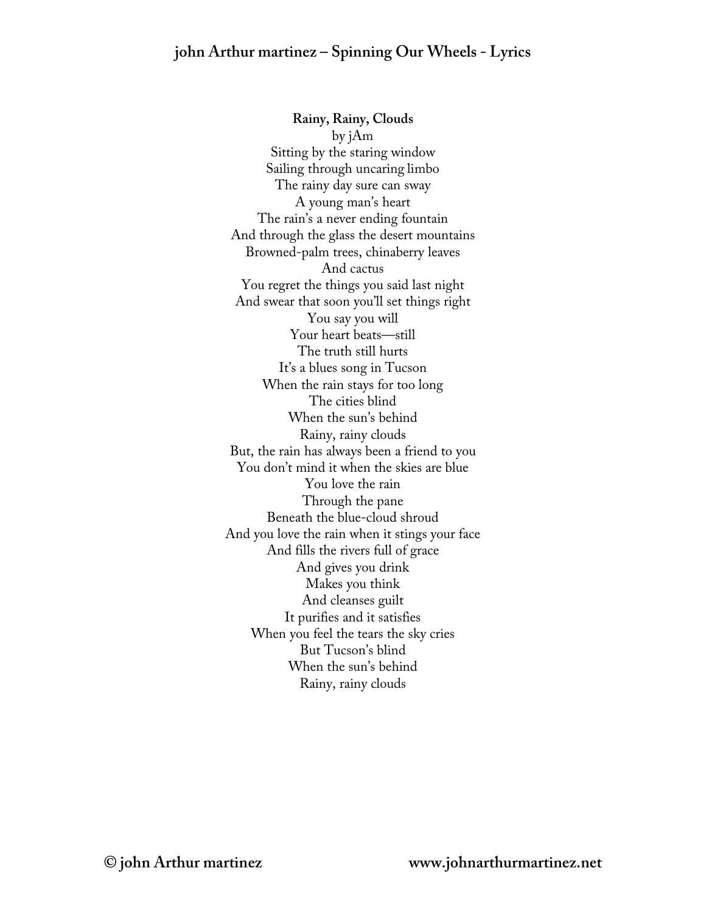**Rainy, Rainy, Clouds**

by jAm

Sitting by the staring window
Sailing through uncaring limbo
The rainy day sure can sway
A young man's heart
The rain's a never ending fountain
And through the glass the desert mountains
Browned-palm trees, chinaberry leaves
And cactus
You regret the things you said last night
And swear that soon you'll set things right
You say you will
Your heart beats—still
The truth still hurts
It's a blues song in Tucson
When the rain stays for too long
The cities blind
When the sun's behind
Rainy, rainy clouds
But, the rain has always been a friend to you
You don't mind it when the skies are blue
You love the rain
Through the pane
Beneath the blue-cloud shroud
And you love the rain when it stings your face
And fills the rivers full of grace
And gives you drink
Makes you think
And cleanses guilt
It purifies and it satisfies
When you feel the tears the sky cries
But Tucson's blind
When the sun's behind
Rainy, rainy clouds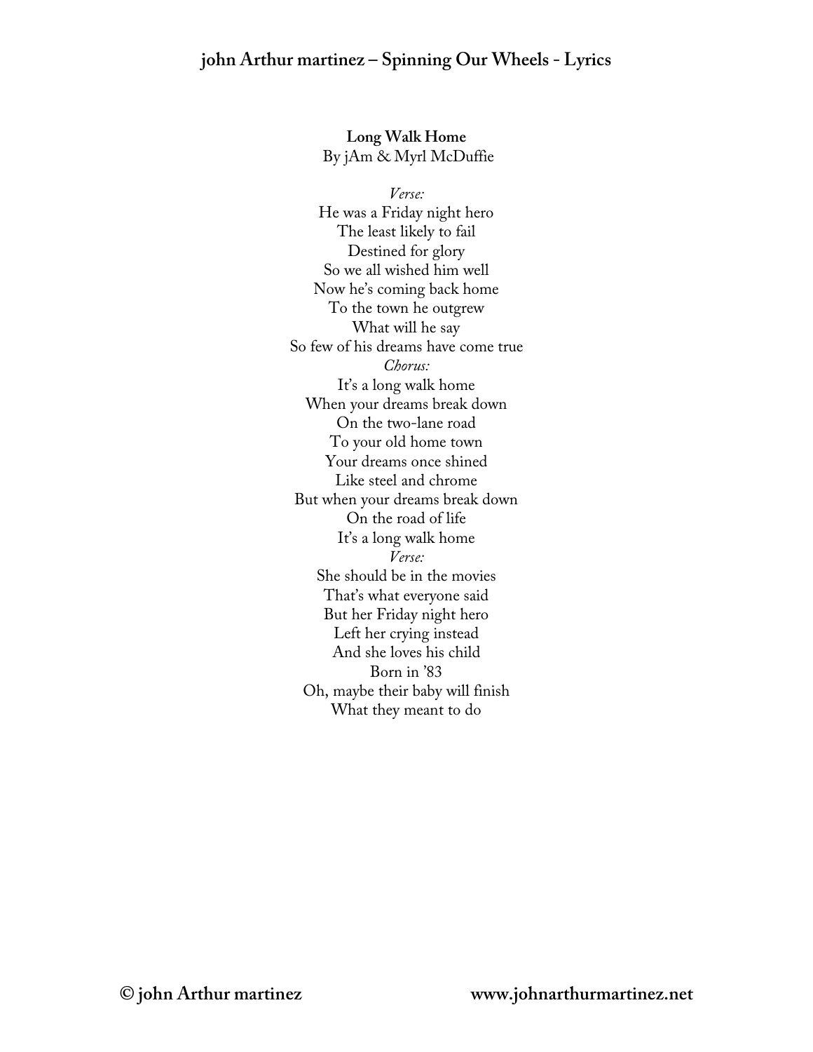**Long Walk Home**
By jAm & Myrl McDuffie

*Verse:*
He was a Friday night hero
The least likely to fail
Destined for glory
So we all wished him well
Now he's coming back home
To the town he outgrew
What will he say
So few of his dreams have come true
*Chorus:*
It's a long walk home
When your dreams break down
On the two-lane road
To your old home town
Your dreams once shined
Like steel and chrome
But when your dreams break down
On the road of life
It's a long walk home
*Verse:*
She should be in the movies
That's what everyone said
But her Friday night hero
Left her crying instead
And she loves his child
Born in '83
Oh, maybe their baby will finish
What they meant to do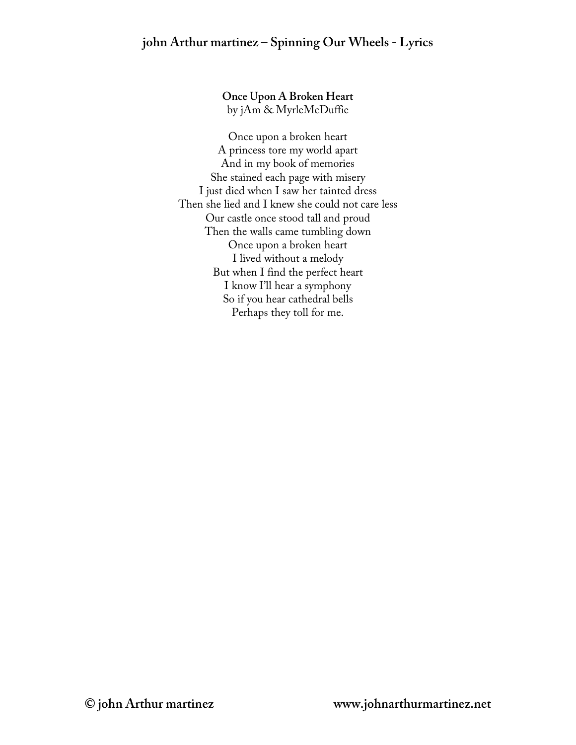**Once Upon A Broken Heart**
by jAm & MyrleMcDuffie

Once upon a broken heart
A princess tore my world apart
And in my book of memories
She stained each page with misery
I just died when I saw her tainted dress
Then she lied and I knew she could not care less
Our castle once stood tall and proud
Then the walls came tumbling down
Once upon a broken heart
I lived without a melody
But when I find the perfect heart
I know I'll hear a symphony
So if you hear cathedral bells
Perhaps they toll for me.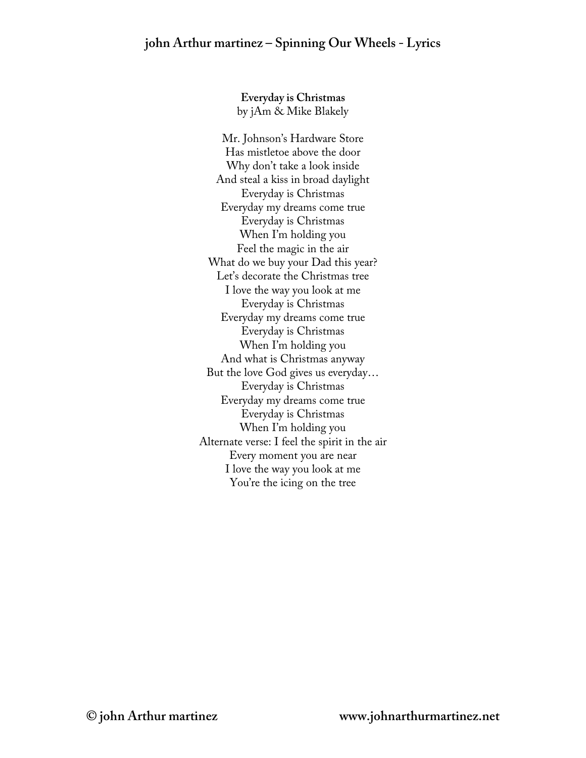**Everyday is Christmas**
by jAm & Mike Blakely

Mr. Johnson's Hardware Store
Has mistletoe above the door
Why don't take a look inside
And steal a kiss in broad daylight
Everyday is Christmas
Everyday my dreams come true
Everyday is Christmas
When I'm holding you
Feel the magic in the air
What do we buy your Dad this year?
Let's decorate the Christmas tree
I love the way you look at me
Everyday is Christmas
Everyday my dreams come true
Everyday is Christmas
When I'm holding you
And what is Christmas anyway
But the love God gives us everyday…
Everyday is Christmas
Everyday my dreams come true
Everyday is Christmas
When I'm holding you
Alternate verse: I feel the spirit in the air
Every moment you are near
I love the way you look at me
You're the icing on the tree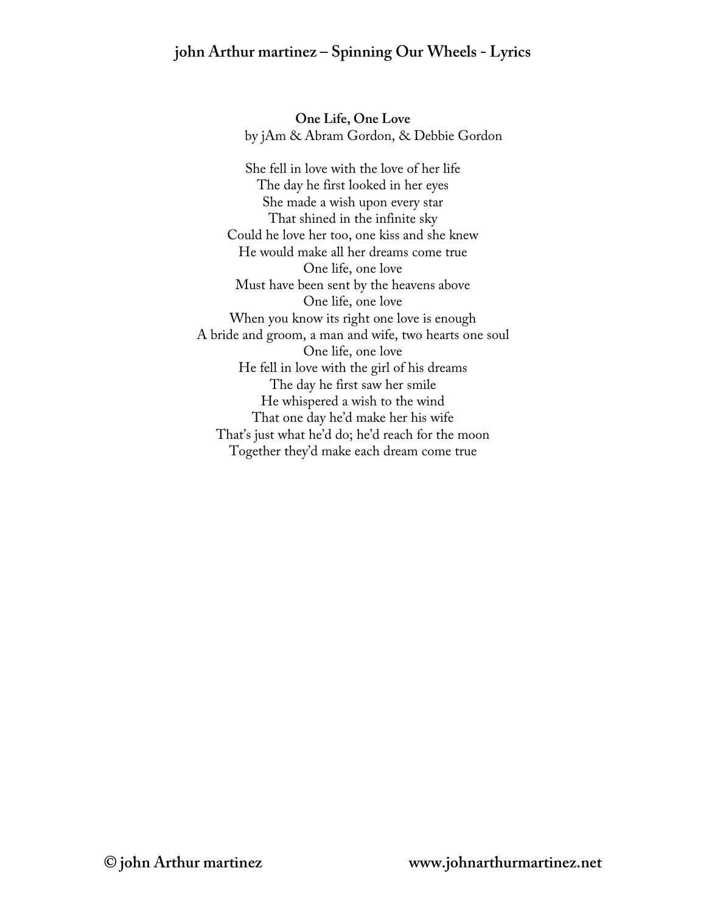**One Life, One Love**
by jAm & Abram Gordon, & Debbie Gordon

She fell in love with the love of her life
The day he first looked in her eyes
She made a wish upon every star
That shined in the infinite sky
Could he love her too, one kiss and she knew
He would make all her dreams come true
One life, one love
Must have been sent by the heavens above
One life, one love
When you know its right one love is enough
A bride and groom, a man and wife, two hearts one soul
One life, one love
He fell in love with the girl of his dreams
The day he first saw her smile
He whispered a wish to the wind
That one day he'd make her his wife
That's just what he'd do; he'd reach for the moon
Together they'd make each dream come true